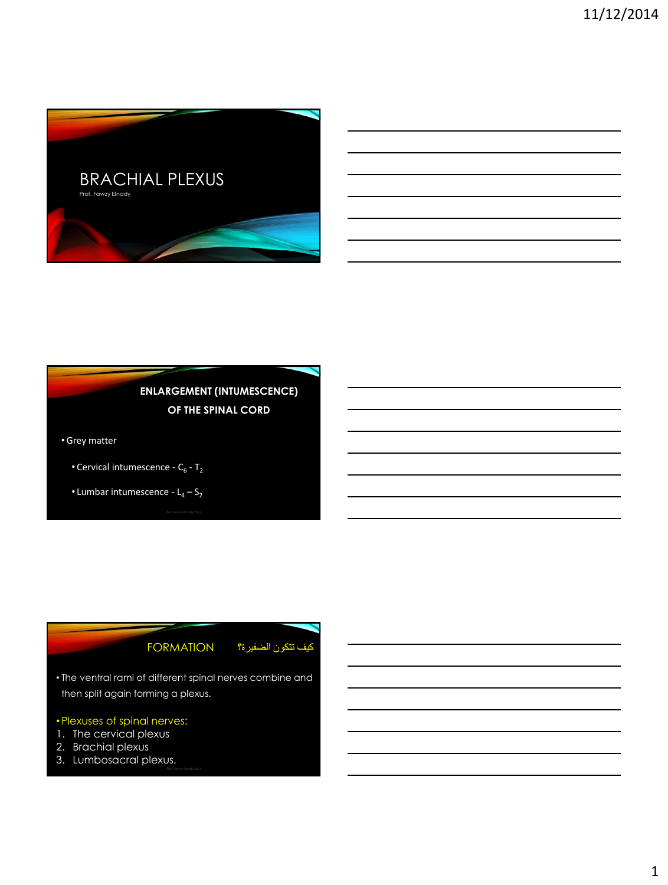# BRACHIAL PLEXUS

Prof. Fawzy Elnady

## ENLARGEMENT (INTUMESCENCE) OF THE SPINAL CORD

- Grey matter
  - Cervical intumescence - $C_6$ - $T_2$
  - Lumbar intumescence - $L_4$ – $S_2$

## FORMATION كيف تتكون الضفيرة؟

- The ventral rami of different spinal nerves combine and then split again forming a plexus.

- Plexuses of spinal nerves:

1. The cervical plexus
2. Brachial plexus
3. Lumbosacral plexus.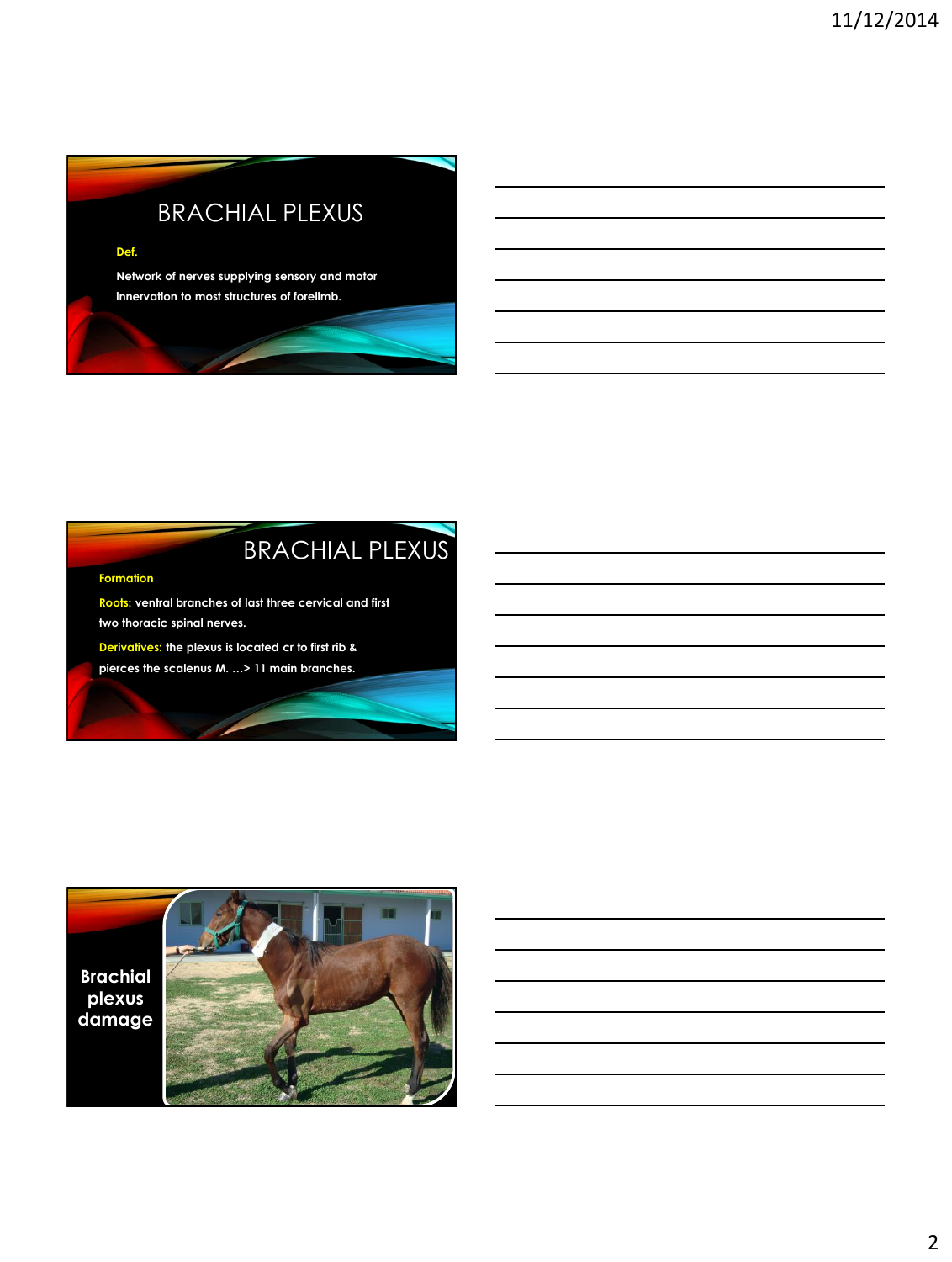# BRACHIAL PLEXUS

**Def.**

Network of nerves supplying sensory and motor innervation to most structures of forelimb.

# BRACHIAL PLEXUS

**Formation**

**Roots:** ventral branches of last three cervical and first two thoracic spinal nerves.

**Derivatives:** the plexus is located cr to first rib & pierces the scalenus M. …> 11 main branches.

# Brachial plexus damage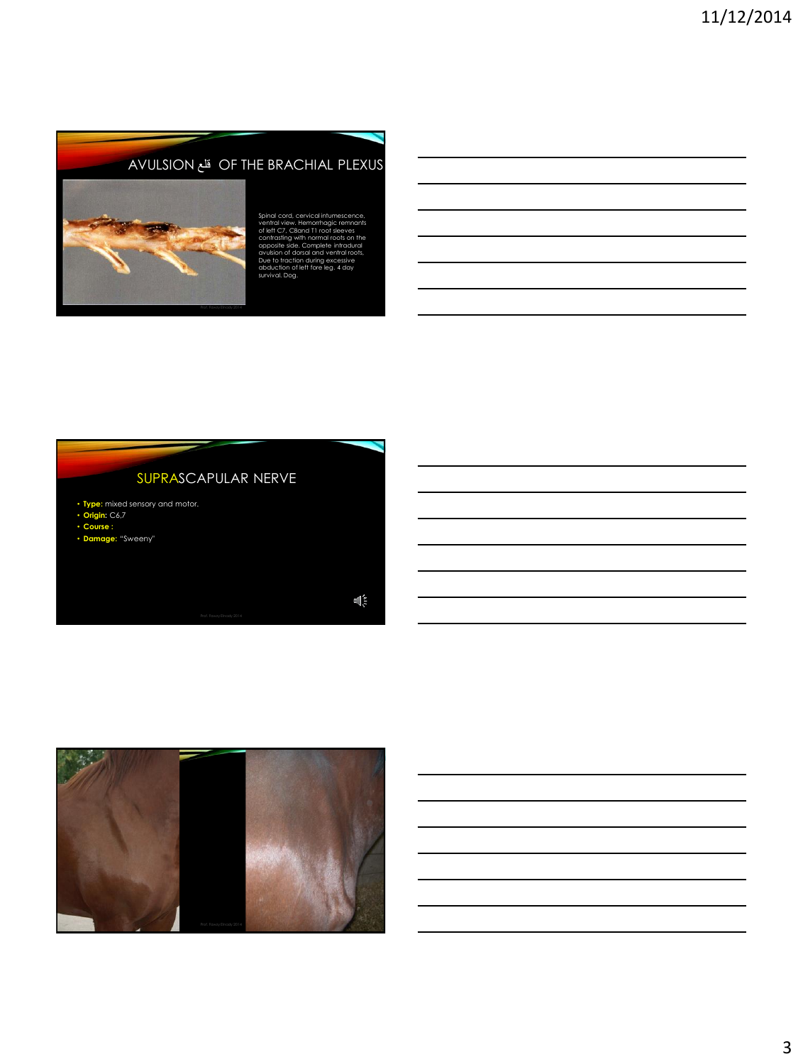## AVULSION قلع OF THE BRACHIAL PLEXUS

Spinal cord, cervical intumescence, ventral view. Hemorrhagic remnants of left C7, C8and T1 root sleeves contrasting with normal roots on the opposite side. Complete intradural avulsion of dorsal and ventral roots. Due to traction during excessive abduction of left fore leg. 4 day survival. Dog.

## SUPRASCAPULAR NERVE

- **Type:** mixed sensory and motor.
- **Origin:** C6,7
- **Course :**
- **Damage:** "Sweeny"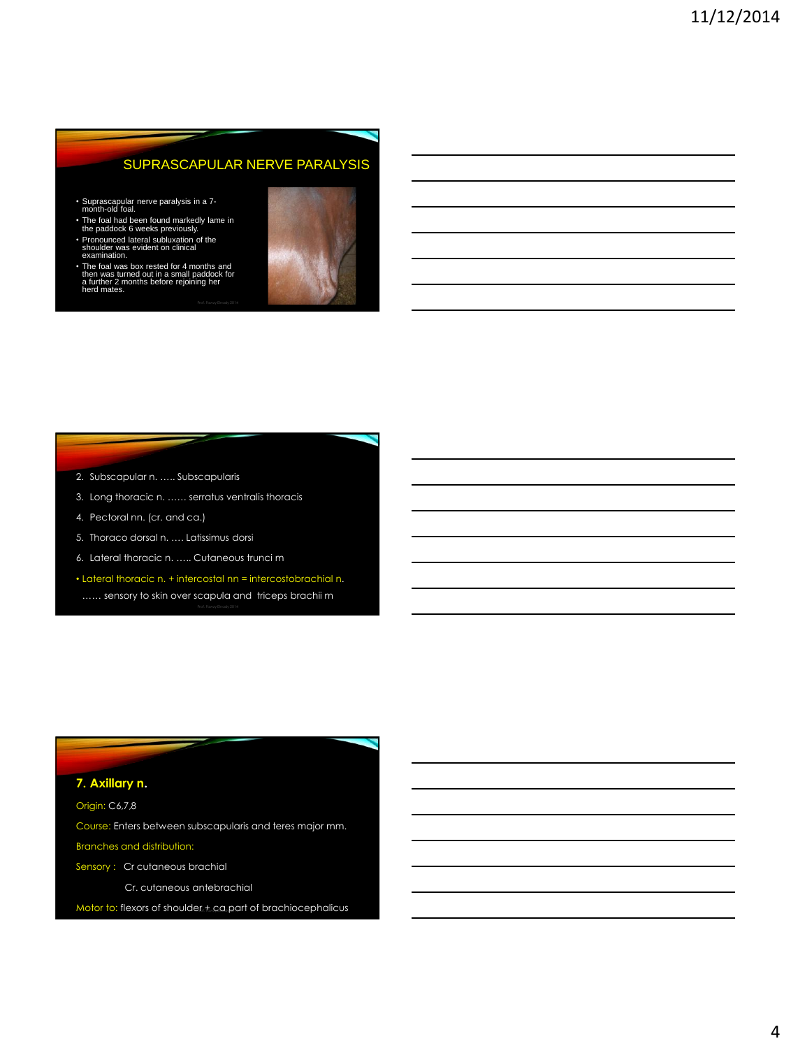## SUPRASCAPULAR NERVE PARALYSIS

- Suprascapular nerve paralysis in a 7-month-old foal.
- The foal had been found markedly lame in the paddock 6 weeks previously.
- Pronounced lateral subluxation of the shoulder was evident on clinical examination.
- The foal was box rested for 4 months and then was turned out in a small paddock for a further 2 months before rejoining her herd mates.

2. Subscapular n. ….. Subscapularis
3. Long thoracic n. …… serratus ventralis thoracis
4. Pectoral nn. (cr. and ca.)
5. Thoraco dorsal n. …. Latissimus dorsi
6. Lateral thoracic n. ….. Cutaneous trunci m

- Lateral thoracic n. + intercostal nn = intercostobrachial n.

…… sensory to skin over scapula and triceps brachii m

### 7. Axillary n.

Origin: C6,7,8

Course: Enters between subscapularis and teres major mm.

Branches and distribution:

Sensory : Cr cutaneous brachial

Cr. cutaneous antebrachial

Motor to: flexors of shoulder + ca part of brachiocephalicus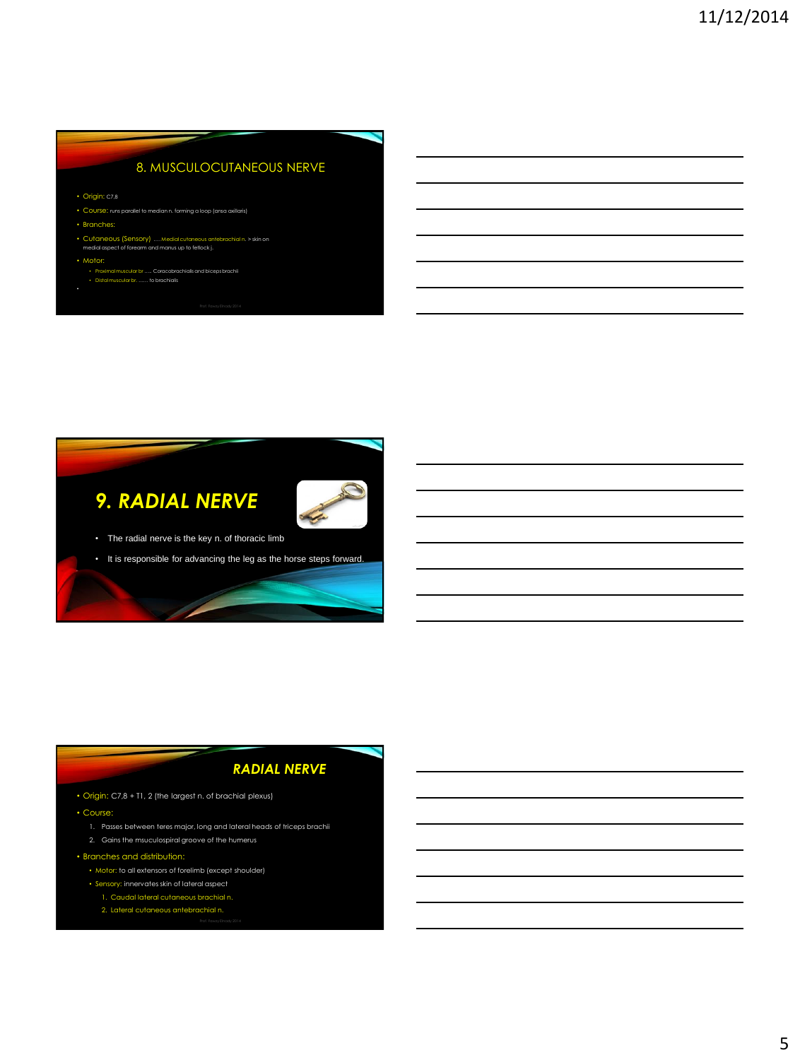## 8. MUSCULOCUTANEOUS NERVE

- Origin: C7,8
- Course: runs parallel to median n. forming a loop (ansa axillaris)
- Branches:
- Cutaneous (Sensory) ….Medial cutaneous antebrachial n. > skin on medial aspect of forearm and manus up to fetlock j.
- Motor:
  - Proximal muscular br ….. Coracobrachialis and biceps brachii
  - Distal muscular br. …… to brachialis

## 9. RADIAL NERVE

- The radial nerve is the key n. of thoracic limb
- It is responsible for advancing the leg as the horse steps forward.

## RADIAL NERVE

- Origin: C7,8 + T1, 2 (the largest n. of brachial plexus)
- Course:
  1. Passes between teres major, long and lateral heads of triceps brachii
  2. Gains the msuculospiral groove of the humerus
- Branches and distribution:
  - Motor: to all extensors of forelimb (except shoulder)
  - Sensory: innervates skin of lateral aspect
    1. Caudal lateral cutaneous brachial n.
    2. Lateral cutaneous antebrachial n.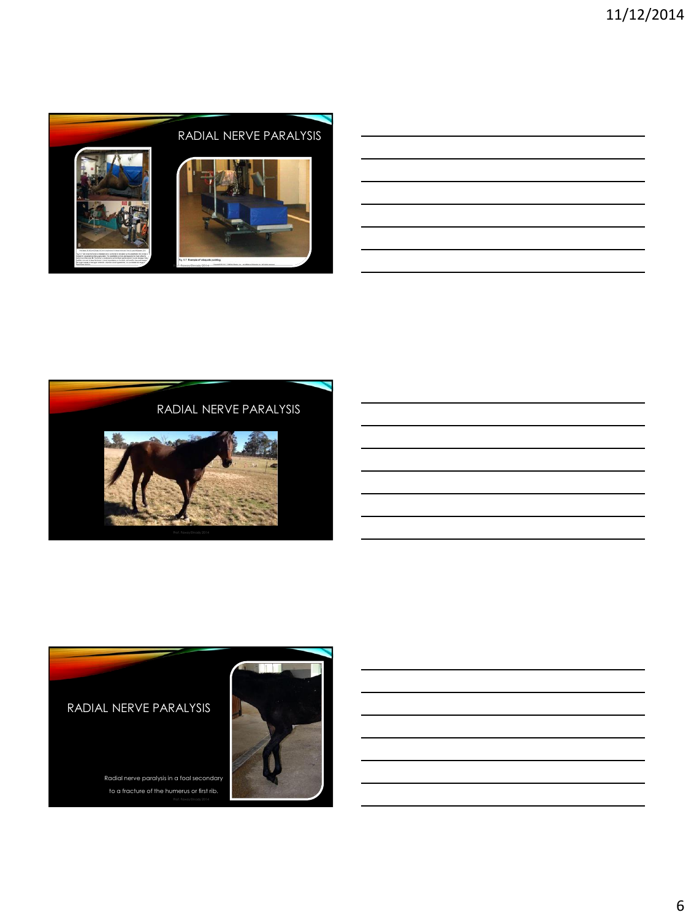## RADIAL NERVE PARALYSIS

Fig. 8.7 Example of adequate padding.

## RADIAL NERVE PARALYSIS

## RADIAL NERVE PARALYSIS

Radial nerve paralysis in a foal secondary to a fracture of the humerus or first rib.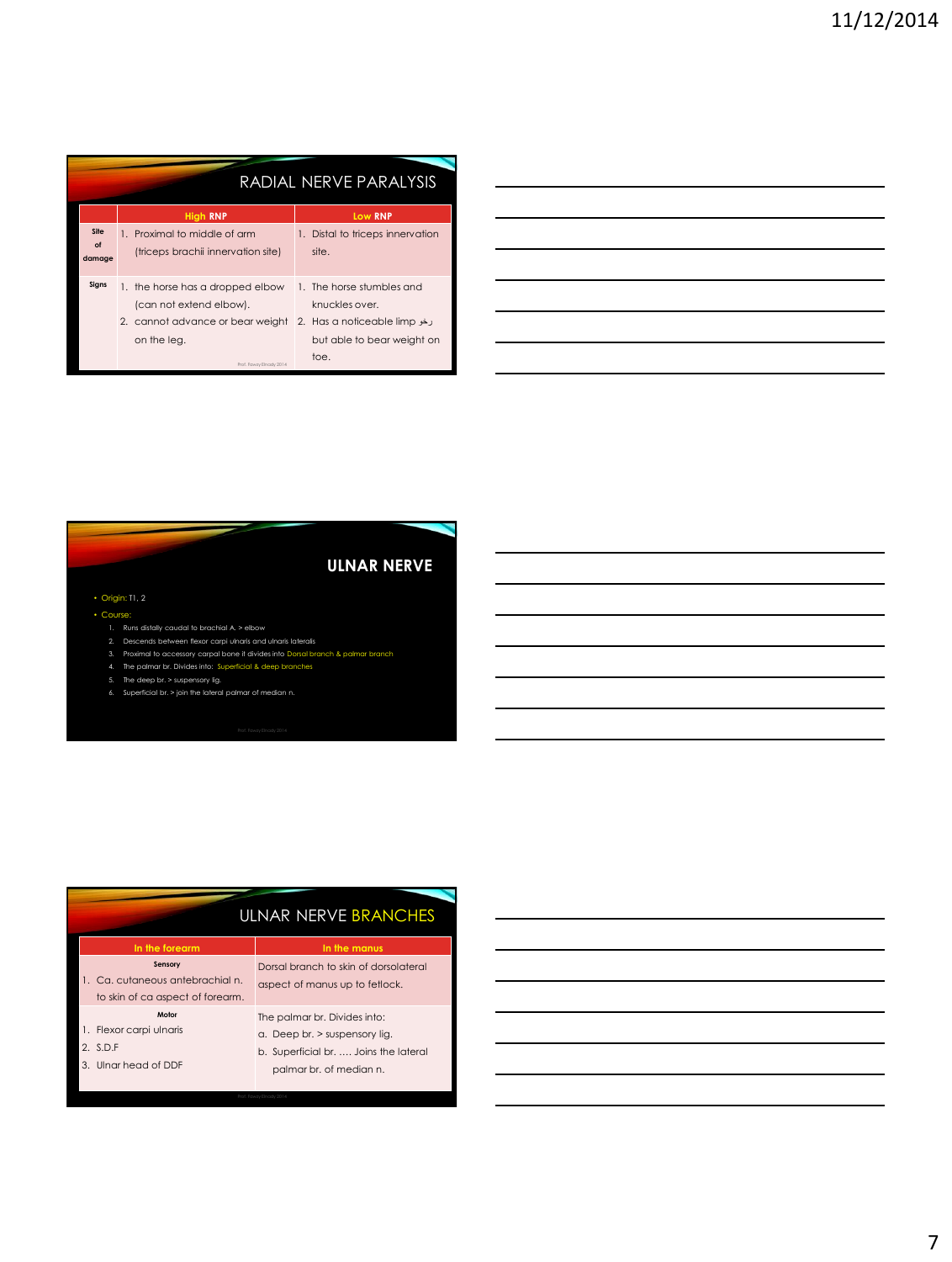## RADIAL NERVE PARALYSIS

| | High RNP | Low RNP |
|---|---|---|
| Site of damage | 1. Proximal to middle of arm (triceps brachii innervation site) | 1. Distal to triceps innervation site. |
| Signs | 1. the horse has a dropped elbow (can not extend elbow). 2. cannot advance or bear weight on the leg. | 1. The horse stumbles and knuckles over. 2. Has a noticeable limp عرج but able to bear weight on toe. |

Prof. Fawzy Elnady 2014

## ULNAR NERVE

- Origin: T1, 2
- Course:
  1. Runs distally caudal to brachial A. > elbow
  2. Descends between flexor carpi ulnaris and ulnaris lateralis
  3. Proximal to accessory carpal bone it divides into Dorsal branch & palmar branch
  4. The palmar br. Divides into: Superficial & deep branches
  5. The deep br. > suspensory lig.
  6. Superficial br. > join the lateral palmar of median n.

Prof. Fawzy Elnady 2014

## ULNAR NERVE BRANCHES

| In the forearm | In the manus |
|---|---|
| **Sensory** 1. Ca. cutaneous antebrachial n. to skin of ca aspect of forearm. | Dorsal branch to skin of dorsolateral aspect of manus up to fetlock. |
| **Motor** 1. Flexor carpi ulnaris 2. S.D.F 3. Ulnar head of DDF | The palmar br. Divides into: a. Deep br. > suspensory lig. b. Superficial br. …. Joins the lateral palmar br. of median n. |

Prof. Fawzy Elnady 2014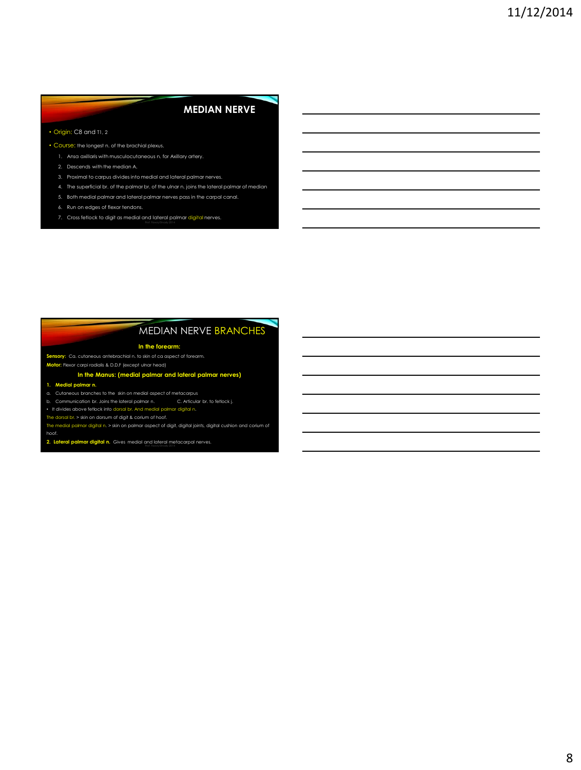## MEDIAN NERVE

- Origin: C8 and T1, 2
- Course: the longest n. of the brachial plexus.
  1. Ansa axillaris with musculocutaneous n. for Axillary artery.
  2. Descends with the median A.
  3. Proximal to carpus divides into medial and lateral palmar nerves.
  4. The superficial br. of the palmar br. of the ulnar n. joins the lateral palmar of median
  5. Both medial palmar and lateral palmar nerves pass in the carpal canal.
  6. Run on edges of flexor tendons.
  7. Cross fetlock to digit as medial and lateral palmar digital nerves.

## MEDIAN NERVE BRANCHES

### In the forearm:

**Sensory:** Ca. cutaneous antebrachial n. to skin of ca aspect of forearm.

**Motor:** Flexor carpi radialis & D.D.F (except ulnar head)

### In the Manus: (medial palmar and lateral palmar nerves)

1. **Medial palmar n.**

a. Cutaneous branches to the skin on medial aspect of metacarpus

b. Communication br. Joins the lateral palmar n.

C. Articular br. to fetlock j.

- It divides above fetlock into dorsal br. And medial palmar digital n.

The dorsal br. > skin on dorsum of digit & corium of hoof.

The medial palmar digital n. > skin on palmar aspect of digit, digital joints, digital cushion and corium of hoof.

2. **Lateral palmar digital n.** Gives medial and lateral metacarpal nerves.